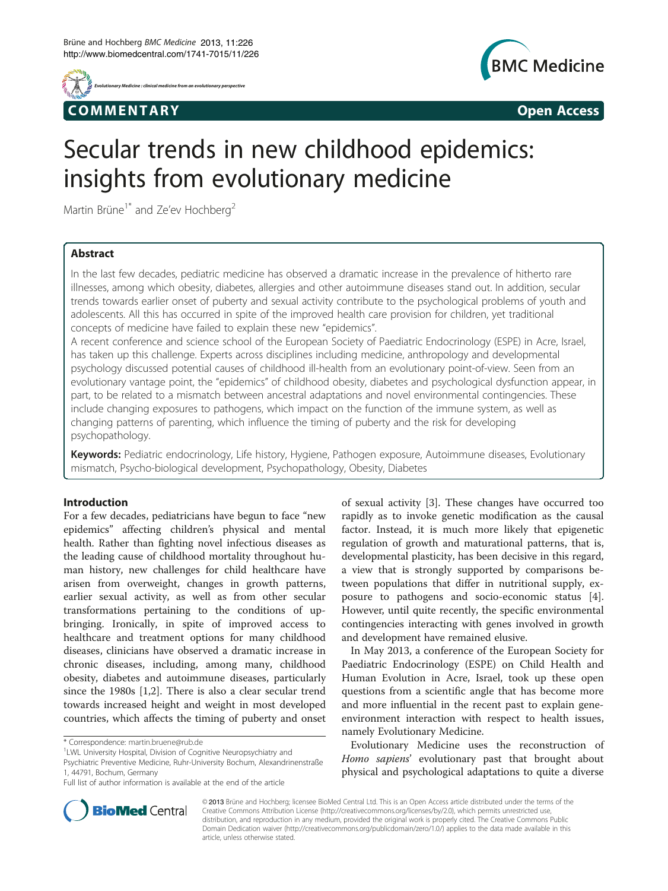COMMENTARY Open Access

# Secular trends in new childhood epidemics: insights from evolutionary medicine

Martin Brüne[1*] and Ze'ev Hochberg[2]

## Abstract

In the last few decades, pediatric medicine has observed a dramatic increase in the prevalence of hitherto rare illnesses, among which obesity, diabetes, allergies and other autoimmune diseases stand out. In addition, secular trends towards earlier onset of puberty and sexual activity contribute to the psychological problems of youth and adolescents. All this has occurred in spite of the improved health care provision for children, yet traditional concepts of medicine have failed to explain these new "epidemics".

A recent conference and science school of the European Society of Paediatric Endocrinology (ESPE) in Acre, Israel, has taken up this challenge. Experts across disciplines including medicine, anthropology and developmental psychology discussed potential causes of childhood ill-health from an evolutionary point-of-view. Seen from an evolutionary vantage point, the "epidemics" of childhood obesity, diabetes and psychological dysfunction appear, in part, to be related to a mismatch between ancestral adaptations and novel environmental contingencies. These include changing exposures to pathogens, which impact on the function of the immune system, as well as changing patterns of parenting, which influence the timing of puberty and the risk for developing psychopathology.

**Keywords:** Pediatric endocrinology, Life history, Hygiene, Pathogen exposure, Autoimmune diseases, Evolutionary mismatch, Psycho-biological development, Psychopathology, Obesity, Diabetes

## Introduction

For a few decades, pediatricians have begun to face "new epidemics" affecting children's physical and mental health. Rather than fighting novel infectious diseases as the leading cause of childhood mortality throughout human history, new challenges for child healthcare have arisen from overweight, changes in growth patterns, earlier sexual activity, as well as from other secular transformations pertaining to the conditions of upbringing. Ironically, in spite of improved access to healthcare and treatment options for many childhood diseases, clinicians have observed a dramatic increase in chronic diseases, including, among many, childhood obesity, diabetes and autoimmune diseases, particularly since the 1980s [1,2]. There is also a clear secular trend towards increased height and weight in most developed countries, which affects the timing of puberty and onset of sexual activity [3]. These changes have occurred too rapidly as to invoke genetic modification as the causal factor. Instead, it is much more likely that epigenetic regulation of growth and maturational patterns, that is, developmental plasticity, has been decisive in this regard, a view that is strongly supported by comparisons between populations that differ in nutritional supply, exposure to pathogens and socio-economic status [4]. However, until quite recently, the specific environmental contingencies interacting with genes involved in growth and development have remained elusive.

In May 2013, a conference of the European Society for Paediatric Endocrinology (ESPE) on Child Health and Human Evolution in Acre, Israel, took up these open questions from a scientific angle that has become more and more influential in the recent past to explain gene-environment interaction with respect to health issues, namely Evolutionary Medicine.

Evolutionary Medicine uses the reconstruction of *Homo sapiens*' evolutionary past that brought about physical and psychological adaptations to quite a diverse

\* Correspondence: martin.bruene@rub.de
[1]LWL University Hospital, Division of Cognitive Neuropsychiatry and Psychiatric Preventive Medicine, Ruhr-University Bochum, Alexandrinenstraße 1, 44791, Bochum, Germany
Full list of author information is available at the end of the article

© 2013 Brüne and Hochberg; licensee BioMed Central Ltd. This is an Open Access article distributed under the terms of the Creative Commons Attribution License (http://creativecommons.org/licenses/by/2.0), which permits unrestricted use, distribution, and reproduction in any medium, provided the original work is properly cited. The Creative Commons Public Domain Dedication waiver (http://creativecommons.org/publicdomain/zero/1.0/) applies to the data made available in this article, unless otherwise stated.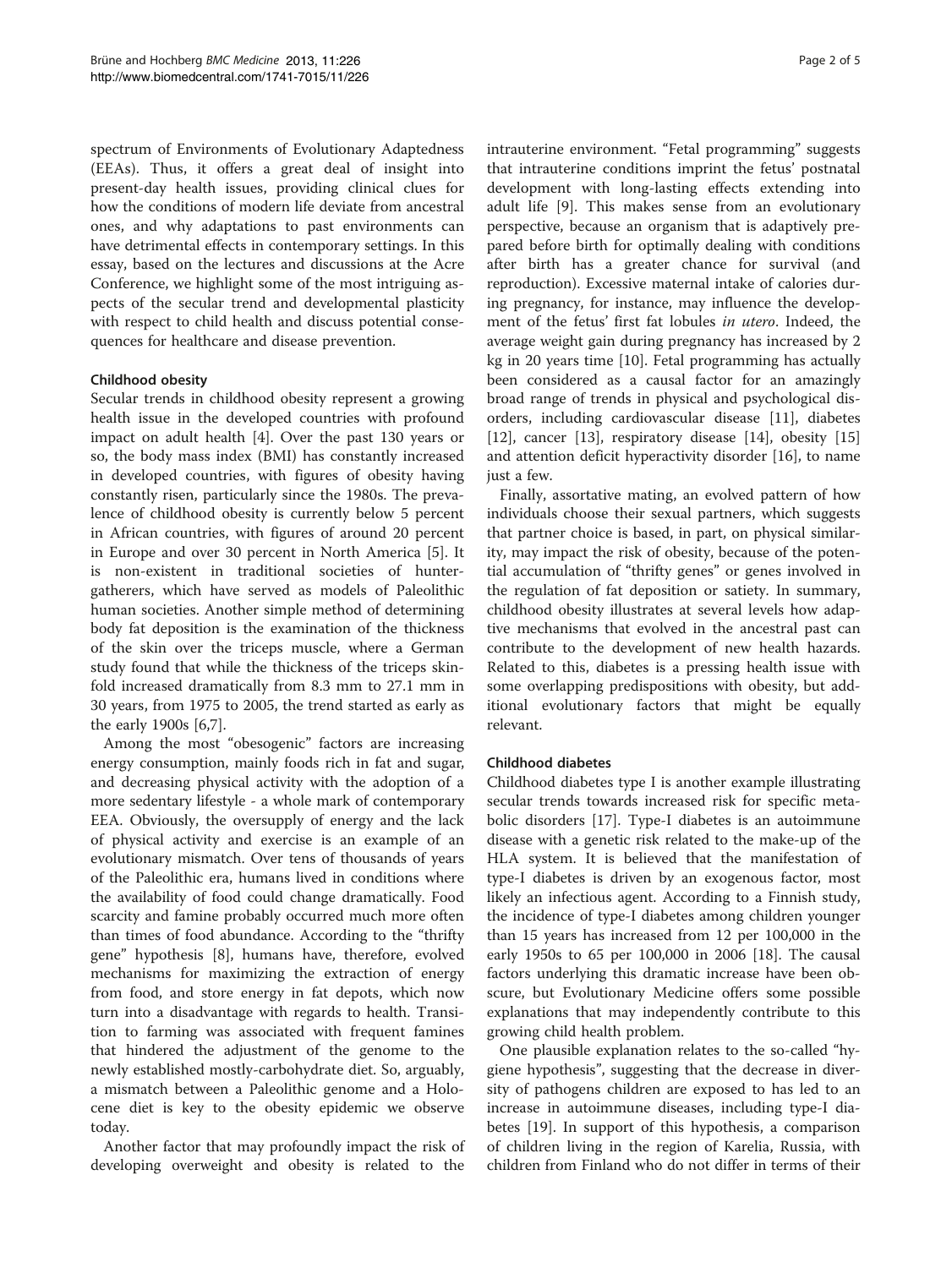spectrum of Environments of Evolutionary Adaptedness (EEAs). Thus, it offers a great deal of insight into present-day health issues, providing clinical clues for how the conditions of modern life deviate from ancestral ones, and why adaptations to past environments can have detrimental effects in contemporary settings. In this essay, based on the lectures and discussions at the Acre Conference, we highlight some of the most intriguing aspects of the secular trend and developmental plasticity with respect to child health and discuss potential consequences for healthcare and disease prevention.

## Childhood obesity

Secular trends in childhood obesity represent a growing health issue in the developed countries with profound impact on adult health [4]. Over the past 130 years or so, the body mass index (BMI) has constantly increased in developed countries, with figures of obesity having constantly risen, particularly since the 1980s. The prevalence of childhood obesity is currently below 5 percent in African countries, with figures of around 20 percent in Europe and over 30 percent in North America [5]. It is non-existent in traditional societies of hunter-gatherers, which have served as models of Paleolithic human societies. Another simple method of determining body fat deposition is the examination of the thickness of the skin over the triceps muscle, where a German study found that while the thickness of the triceps skinfold increased dramatically from 8.3 mm to 27.1 mm in 30 years, from 1975 to 2005, the trend started as early as the early 1900s [6,7].

Among the most "obesogenic" factors are increasing energy consumption, mainly foods rich in fat and sugar, and decreasing physical activity with the adoption of a more sedentary lifestyle - a whole mark of contemporary EEA. Obviously, the oversupply of energy and the lack of physical activity and exercise is an example of an evolutionary mismatch. Over tens of thousands of years of the Paleolithic era, humans lived in conditions where the availability of food could change dramatically. Food scarcity and famine probably occurred much more often than times of food abundance. According to the "thrifty gene" hypothesis [8], humans have, therefore, evolved mechanisms for maximizing the extraction of energy from food, and store energy in fat depots, which now turn into a disadvantage with regards to health. Transition to farming was associated with frequent famines that hindered the adjustment of the genome to the newly established mostly-carbohydrate diet. So, arguably, a mismatch between a Paleolithic genome and a Holocene diet is key to the obesity epidemic we observe today.

Another factor that may profoundly impact the risk of developing overweight and obesity is related to the intrauterine environment. "Fetal programming" suggests that intrauterine conditions imprint the fetus' postnatal development with long-lasting effects extending into adult life [9]. This makes sense from an evolutionary perspective, because an organism that is adaptively prepared before birth for optimally dealing with conditions after birth has a greater chance for survival (and reproduction). Excessive maternal intake of calories during pregnancy, for instance, may influence the development of the fetus' first fat lobules *in utero*. Indeed, the average weight gain during pregnancy has increased by 2 kg in 20 years time [10]. Fetal programming has actually been considered as a causal factor for an amazingly broad range of trends in physical and psychological disorders, including cardiovascular disease [11], diabetes [12], cancer [13], respiratory disease [14], obesity [15] and attention deficit hyperactivity disorder [16], to name just a few.

Finally, assortative mating, an evolved pattern of how individuals choose their sexual partners, which suggests that partner choice is based, in part, on physical similarity, may impact the risk of obesity, because of the potential accumulation of "thrifty genes" or genes involved in the regulation of fat deposition or satiety. In summary, childhood obesity illustrates at several levels how adaptive mechanisms that evolved in the ancestral past can contribute to the development of new health hazards. Related to this, diabetes is a pressing health issue with some overlapping predispositions with obesity, but additional evolutionary factors that might be equally relevant.

## Childhood diabetes

Childhood diabetes type I is another example illustrating secular trends towards increased risk for specific metabolic disorders [17]. Type-I diabetes is an autoimmune disease with a genetic risk related to the make-up of the HLA system. It is believed that the manifestation of type-I diabetes is driven by an exogenous factor, most likely an infectious agent. According to a Finnish study, the incidence of type-I diabetes among children younger than 15 years has increased from 12 per 100,000 in the early 1950s to 65 per 100,000 in 2006 [18]. The causal factors underlying this dramatic increase have been obscure, but Evolutionary Medicine offers some possible explanations that may independently contribute to this growing child health problem.

One plausible explanation relates to the so-called "hygiene hypothesis", suggesting that the decrease in diversity of pathogens children are exposed to has led to an increase in autoimmune diseases, including type-I diabetes [19]. In support of this hypothesis, a comparison of children living in the region of Karelia, Russia, with children from Finland who do not differ in terms of their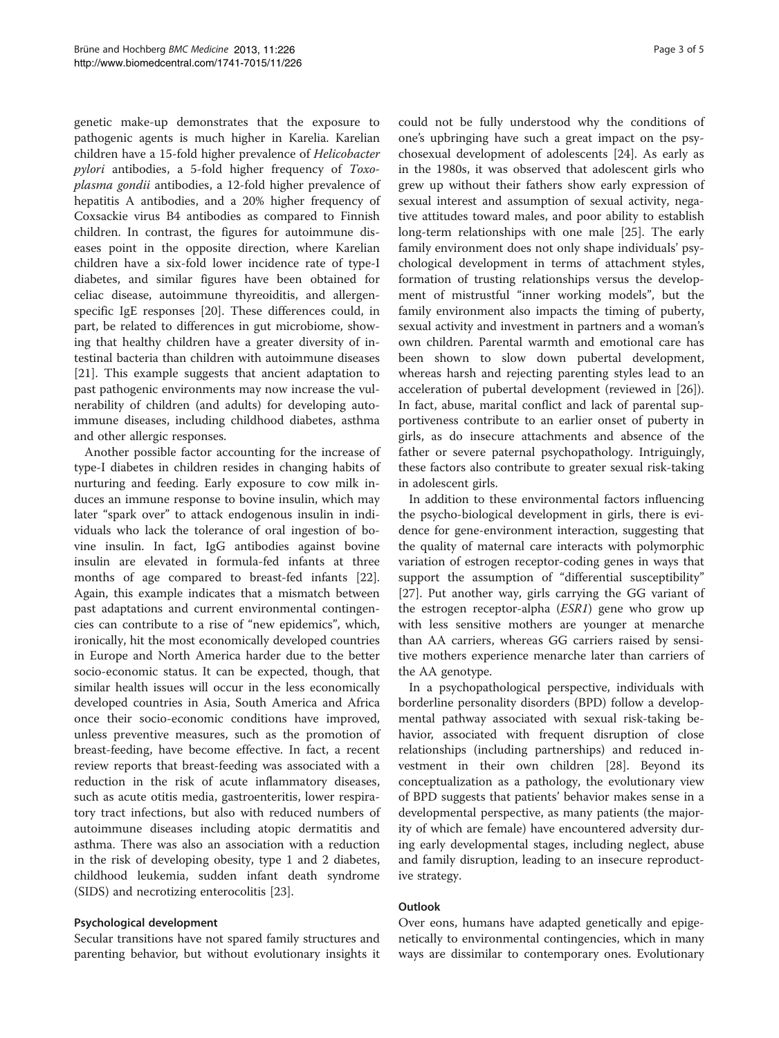genetic make-up demonstrates that the exposure to pathogenic agents is much higher in Karelia. Karelian children have a 15-fold higher prevalence of *Helicobacter pylori* antibodies, a 5-fold higher frequency of *Toxoplasma gondii* antibodies, a 12-fold higher prevalence of hepatitis A antibodies, and a 20% higher frequency of Coxsackie virus B4 antibodies as compared to Finnish children. In contrast, the figures for autoimmune diseases point in the opposite direction, where Karelian children have a six-fold lower incidence rate of type-I diabetes, and similar figures have been obtained for celiac disease, autoimmune thyreoiditis, and allergen-specific IgE responses [20]. These differences could, in part, be related to differences in gut microbiome, showing that healthy children have a greater diversity of intestinal bacteria than children with autoimmune diseases [21]. This example suggests that ancient adaptation to past pathogenic environments may now increase the vulnerability of children (and adults) for developing autoimmune diseases, including childhood diabetes, asthma and other allergic responses.

Another possible factor accounting for the increase of type-I diabetes in children resides in changing habits of nurturing and feeding. Early exposure to cow milk induces an immune response to bovine insulin, which may later "spark over" to attack endogenous insulin in individuals who lack the tolerance of oral ingestion of bovine insulin. In fact, IgG antibodies against bovine insulin are elevated in formula-fed infants at three months of age compared to breast-fed infants [22]. Again, this example indicates that a mismatch between past adaptations and current environmental contingencies can contribute to a rise of "new epidemics", which, ironically, hit the most economically developed countries in Europe and North America harder due to the better socio-economic status. It can be expected, though, that similar health issues will occur in the less economically developed countries in Asia, South America and Africa once their socio-economic conditions have improved, unless preventive measures, such as the promotion of breast-feeding, have become effective. In fact, a recent review reports that breast-feeding was associated with a reduction in the risk of acute inflammatory diseases, such as acute otitis media, gastroenteritis, lower respiratory tract infections, but also with reduced numbers of autoimmune diseases including atopic dermatitis and asthma. There was also an association with a reduction in the risk of developing obesity, type 1 and 2 diabetes, childhood leukemia, sudden infant death syndrome (SIDS) and necrotizing enterocolitis [23].

## Psychological development

Secular transitions have not spared family structures and parenting behavior, but without evolutionary insights it could not be fully understood why the conditions of one's upbringing have such a great impact on the psychosexual development of adolescents [24]. As early as in the 1980s, it was observed that adolescent girls who grew up without their fathers show early expression of sexual interest and assumption of sexual activity, negative attitudes toward males, and poor ability to establish long-term relationships with one male [25]. The early family environment does not only shape individuals' psychological development in terms of attachment styles, formation of trusting relationships versus the development of mistrustful "inner working models", but the family environment also impacts the timing of puberty, sexual activity and investment in partners and a woman's own children. Parental warmth and emotional care has been shown to slow down pubertal development, whereas harsh and rejecting parenting styles lead to an acceleration of pubertal development (reviewed in [26]). In fact, abuse, marital conflict and lack of parental supportiveness contribute to an earlier onset of puberty in girls, as do insecure attachments and absence of the father or severe paternal psychopathology. Intriguingly, these factors also contribute to greater sexual risk-taking in adolescent girls.

In addition to these environmental factors influencing the psycho-biological development in girls, there is evidence for gene-environment interaction, suggesting that the quality of maternal care interacts with polymorphic variation of estrogen receptor-coding genes in ways that support the assumption of "differential susceptibility" [27]. Put another way, girls carrying the GG variant of the estrogen receptor-alpha (*ESR1*) gene who grow up with less sensitive mothers are younger at menarche than AA carriers, whereas GG carriers raised by sensitive mothers experience menarche later than carriers of the AA genotype.

In a psychopathological perspective, individuals with borderline personality disorders (BPD) follow a developmental pathway associated with sexual risk-taking behavior, associated with frequent disruption of close relationships (including partnerships) and reduced investment in their own children [28]. Beyond its conceptualization as a pathology, the evolutionary view of BPD suggests that patients' behavior makes sense in a developmental perspective, as many patients (the majority of which are female) have encountered adversity during early developmental stages, including neglect, abuse and family disruption, leading to an insecure reproductive strategy.

## Outlook

Over eons, humans have adapted genetically and epigenetically to environmental contingencies, which in many ways are dissimilar to contemporary ones. Evolutionary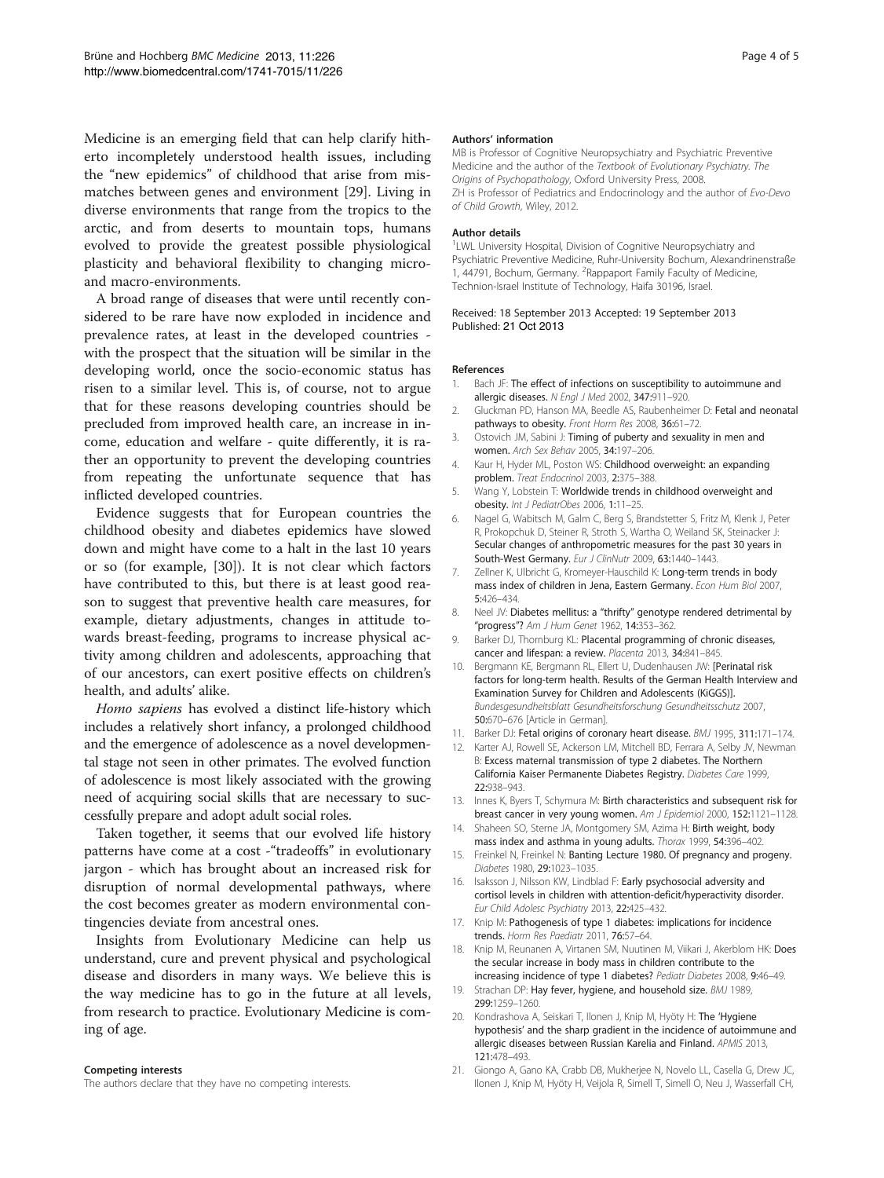Medicine is an emerging field that can help clarify hitherto incompletely understood health issues, including the "new epidemics" of childhood that arise from mismatches between genes and environment [29]. Living in diverse environments that range from the tropics to the arctic, and from deserts to mountain tops, humans evolved to provide the greatest possible physiological plasticity and behavioral flexibility to changing micro- and macro-environments.

A broad range of diseases that were until recently considered to be rare have now exploded in incidence and prevalence rates, at least in the developed countries - with the prospect that the situation will be similar in the developing world, once the socio-economic status has risen to a similar level. This is, of course, not to argue that for these reasons developing countries should be precluded from improved health care, an increase in income, education and welfare - quite differently, it is rather an opportunity to prevent the developing countries from repeating the unfortunate sequence that has inflicted developed countries.

Evidence suggests that for European countries the childhood obesity and diabetes epidemics have slowed down and might have come to a halt in the last 10 years or so (for example, [30]). It is not clear which factors have contributed to this, but there is at least good reason to suggest that preventive health care measures, for example, dietary adjustments, changes in attitude towards breast-feeding, programs to increase physical activity among children and adolescents, approaching that of our ancestors, can exert positive effects on children's health, and adults' alike.

*Homo sapiens* has evolved a distinct life-history which includes a relatively short infancy, a prolonged childhood and the emergence of adolescence as a novel developmental stage not seen in other primates. The evolved function of adolescence is most likely associated with the growing need of acquiring social skills that are necessary to successfully prepare and adopt adult social roles.

Taken together, it seems that our evolved life history patterns have come at a cost -"tradeoffs" in evolutionary jargon - which has brought about an increased risk for disruption of normal developmental pathways, where the cost becomes greater as modern environmental contingencies deviate from ancestral ones.

Insights from Evolutionary Medicine can help us understand, cure and prevent physical and psychological disease and disorders in many ways. We believe this is the way medicine has to go in the future at all levels, from research to practice. Evolutionary Medicine is coming of age.

#### Competing interests

The authors declare that they have no competing interests.

#### Authors' information

MB is Professor of Cognitive Neuropsychiatry and Psychiatric Preventive Medicine and the author of the *Textbook of Evolutionary Psychiatry. The Origins of Psychopathology*, Oxford University Press, 2008.
ZH is Professor of Pediatrics and Endocrinology and the author of *Evo-Devo of Child Growth*, Wiley, 2012.

#### Author details

[1]LWL University Hospital, Division of Cognitive Neuropsychiatry and Psychiatric Preventive Medicine, Ruhr-University Bochum, Alexandrinenstraße 1, 44791, Bochum, Germany. [2]Rappaport Family Faculty of Medicine, Technion-Israel Institute of Technology, Haifa 30196, Israel.

Received: 18 September 2013 Accepted: 19 September 2013
Published: 21 Oct 2013

#### References

1. Bach JF: **The effect of infections on susceptibility to autoimmune and allergic diseases.** *N Engl J Med* 2002, **347:**911–920.
2. Gluckman PD, Hanson MA, Beedle AS, Raubenheimer D: **Fetal and neonatal pathways to obesity.** *Front Horm Res* 2008, **36:**61–72.
3. Ostovich JM, Sabini J: **Timing of puberty and sexuality in men and women.** *Arch Sex Behav* 2005, **34:**197–206.
4. Kaur H, Hyder ML, Poston WS: **Childhood overweight: an expanding problem.** *Treat Endocrinol* 2003, **2:**375–388.
5. Wang Y, Lobstein T: **Worldwide trends in childhood overweight and obesity.** *Int J PediatrObes* 2006, **1:**11–25.
6. Nagel G, Wabitsch M, Galm C, Berg S, Brandstetter S, Fritz M, Klenk J, Peter R, Prokopchuk D, Steiner R, Stroth S, Wartha O, Weiland SK, Steinacker J: **Secular changes of anthropometric measures for the past 30 years in South-West Germany.** *Eur J ClinNutr* 2009, **63:**1440–1443.
7. Zellner K, Ulbricht G, Kromeyer-Hauschild K: **Long-term trends in body mass index of children in Jena, Eastern Germany.** *Econ Hum Biol* 2007, **5:**426–434.
8. Neel JV: **Diabetes mellitus: a "thrifty" genotype rendered detrimental by "progress"?** *Am J Hum Genet* 1962, **14:**353–362.
9. Barker DJ, Thornburg KL: **Placental programming of chronic diseases, cancer and lifespan: a review.** *Placenta* 2013, **34:**841–845.
10. Bergmann KE, Bergmann RL, Ellert U, Dudenhausen JW: **[Perinatal risk factors for long-term health. Results of the German Health Interview and Examination Survey for Children and Adolescents (KiGGS)].** *Bundesgesundheitsblatt Gesundheitsforschung Gesundheitsschutz* 2007, **50:**670–676 [Article in German].
11. Barker DJ: **Fetal origins of coronary heart disease.** *BMJ* 1995, **311:**171–174.
12. Karter AJ, Rowell SE, Ackerson LM, Mitchell BD, Ferrara A, Selby JV, Newman B: **Excess maternal transmission of type 2 diabetes. The Northern California Kaiser Permanente Diabetes Registry.** *Diabetes Care* 1999, **22:**938–943.
13. Innes K, Byers T, Schymura M: **Birth characteristics and subsequent risk for breast cancer in very young women.** *Am J Epidemiol* 2000, **152:**1121–1128.
14. Shaheen SO, Sterne JA, Montgomery SM, Azima H: **Birth weight, body mass index and asthma in young adults.** *Thorax* 1999, **54:**396–402.
15. Freinkel N, Freinkel N: **Banting Lecture 1980. Of pregnancy and progeny.** *Diabetes* 1980, **29:**1023–1035.
16. Isaksson J, Nilsson KW, Lindblad F: **Early psychosocial adversity and cortisol levels in children with attention-deficit/hyperactivity disorder.** *Eur Child Adolesc Psychiatry* 2013, **22:**425–432.
17. Knip M: **Pathogenesis of type 1 diabetes: implications for incidence trends.** *Horm Res Paediatr* 2011, **76:**57–64.
18. Knip M, Reunanen A, Virtanen SM, Nuutinen M, Viikari J, Akerblom HK: **Does the secular increase in body mass in children contribute to the increasing incidence of type 1 diabetes?** *Pediatr Diabetes* 2008, **9:**46–49.
19. Strachan DP: **Hay fever, hygiene, and household size.** *BMJ* 1989, **299:**1259–1260.
20. Kondrashova A, Seiskari T, Ilonen J, Knip M, Hyöty H: **The 'Hygiene hypothesis' and the sharp gradient in the incidence of autoimmune and allergic diseases between Russian Karelia and Finland.** *APMIS* 2013, **121:**478–493.
21. Giongo A, Gano KA, Crabb DB, Mukherjee N, Novelo LL, Casella G, Drew JC, Ilonen J, Knip M, Hyöty H, Veijola R, Simell T, Simell O, Neu J, Wasserfall CH,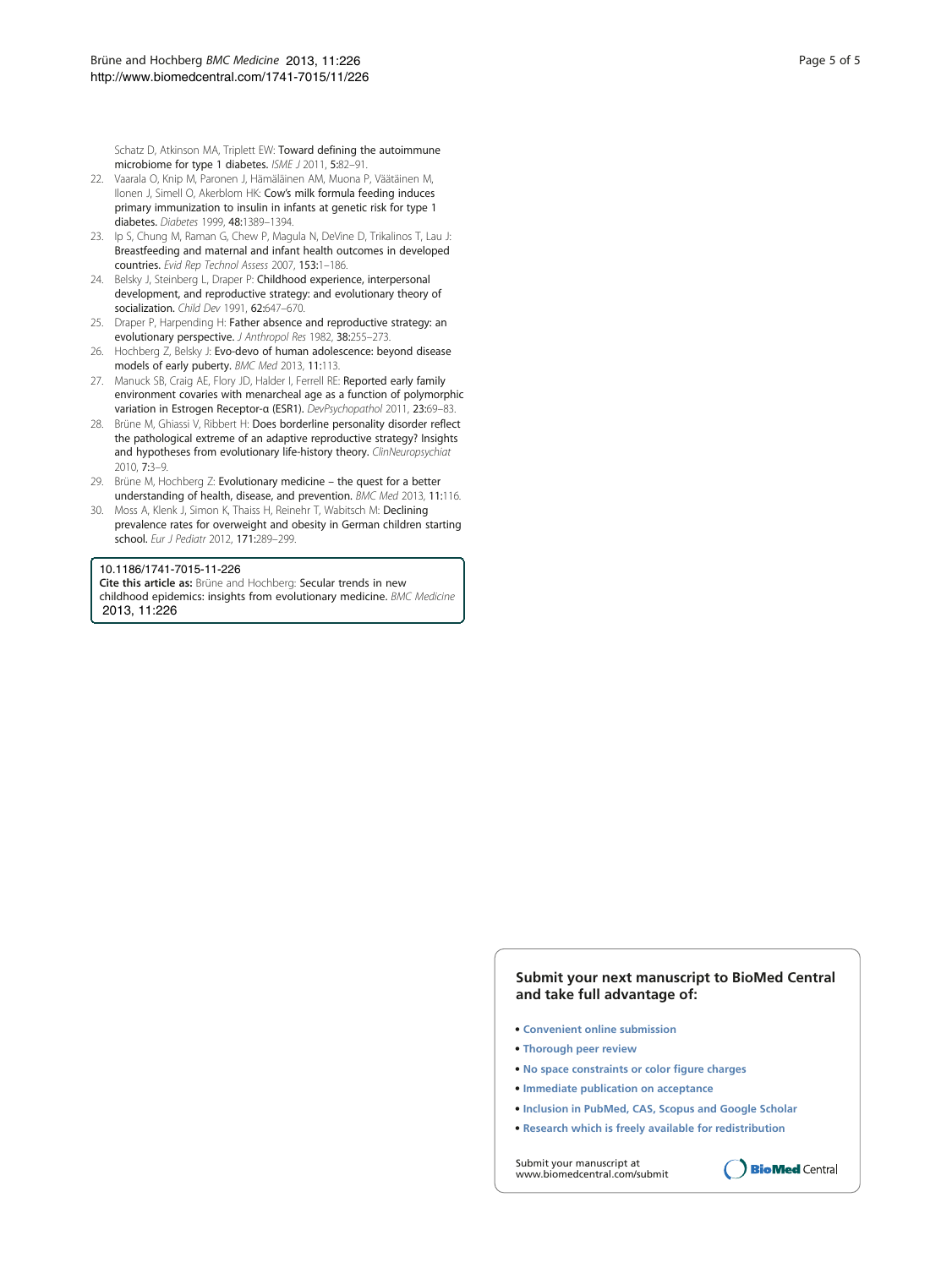Schatz D, Atkinson MA, Triplett EW: **Toward defining the autoimmune microbiome for type 1 diabetes.** *ISME J* 2011, **5**:82–91.

22. Vaarala O, Knip M, Paronen J, Hämäläinen AM, Muona P, Väätäinen M, Ilonen J, Simell O, Akerblom HK: **Cow's milk formula feeding induces primary immunization to insulin in infants at genetic risk for type 1 diabetes.** *Diabetes* 1999, **48**:1389–1394.
23. Ip S, Chung M, Raman G, Chew P, Magula N, DeVine D, Trikalinos T, Lau J: **Breastfeeding and maternal and infant health outcomes in developed countries.** *Evid Rep Technol Assess* 2007, **153**:1–186.
24. Belsky J, Steinberg L, Draper P: **Childhood experience, interpersonal development, and reproductive strategy: and evolutionary theory of socialization.** *Child Dev* 1991, **62**:647–670.
25. Draper P, Harpending H: **Father absence and reproductive strategy: an evolutionary perspective.** *J Anthropol Res* 1982, **38**:255–273.
26. Hochberg Z, Belsky J: **Evo-devo of human adolescence: beyond disease models of early puberty.** *BMC Med* 2013, **11**:113.
27. Manuck SB, Craig AE, Flory JD, Halder I, Ferrell RE: **Reported early family environment covaries with menarcheal age as a function of polymorphic variation in Estrogen Receptor-α (ESR1).** *DevPsychopathol* 2011, **23**:69–83.
28. Brüne M, Ghiassi V, Ribbert H: **Does borderline personality disorder reflect the pathological extreme of an adaptive reproductive strategy? Insights and hypotheses from evolutionary life-history theory.** *ClinNeuropsychiat* 2010, **7**:3–9.
29. Brüne M, Hochberg Z: **Evolutionary medicine – the quest for a better understanding of health, disease, and prevention.** *BMC Med* 2013, **11**:116.
30. Moss A, Klenk J, Simon K, Thaiss H, Reinehr T, Wabitsch M: **Declining prevalence rates for overweight and obesity in German children starting school.** *Eur J Pediatr* 2012, **171**:289–299.

10.1186/1741-7015-11-226
**Cite this article as:** Brüne and Hochberg: Secular trends in new childhood epidemics: insights from evolutionary medicine. *BMC Medicine* 2013, 11:226

**Submit your next manuscript to BioMed Central and take full advantage of:**

- **Convenient online submission**
- **Thorough peer review**
- **No space constraints or color figure charges**
- **Immediate publication on acceptance**
- **Inclusion in PubMed, CAS, Scopus and Google Scholar**
- **Research which is freely available for redistribution**

Submit your manuscript at
www.biomedcentral.com/submit